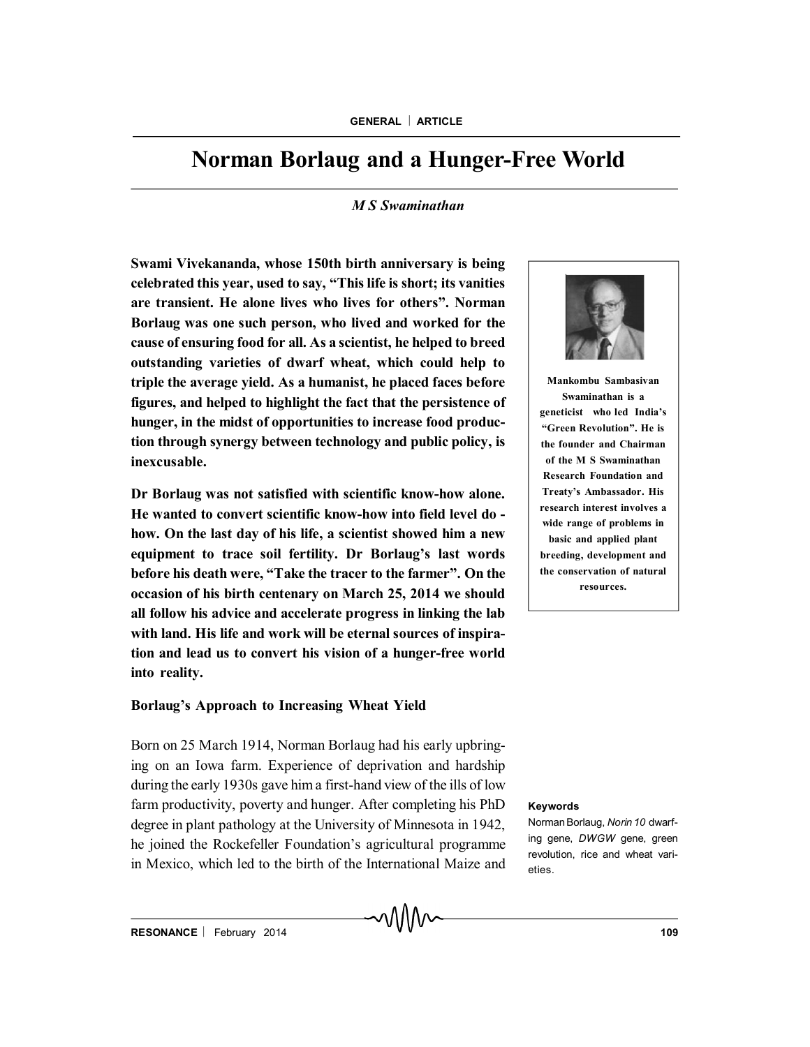# Norman Borlaug and a Hunger-Free World

*M S Swaminathan*

**Swami Vivekananda, whose 150th birth anniversary is being celebrated this year, used to say, "This life is short; its vanities are transient. He alone lives who lives for others". Norman Borlaug was one such person, who lived and worked for the cause of ensuring food for all. As a scientist, he helped to breed outstanding varieties of dwarf wheat, which could help to triple the average yield. As a humanist, he placed faces before figures, and helped to highlight the fact that the persistence of hunger, in the midst of opportunities to increase food production through synergy between technology and public policy, is inexcusable.**

**Dr Borlaug was not satisfied with scientific know-how alone. He wanted to convert scientific know-how into field level do-how. On the last day of his life, a scientist showed him a new equipment to trace soil fertility. Dr Borlaug's last words before his death were, "Take the tracer to the farmer". On the occasion of his birth centenary on March 25, 2014 we should all follow his advice and accelerate progress in linking the lab with land. His life and work will be eternal sources of inspiration and lead us to convert his vision of a hunger-free world into reality.**

**Mankombu Sambasivan Swaminathan is a geneticist who led India's "Green Revolution". He is the founder and Chairman of the M S Swaminathan Research Foundation and Treaty's Ambassador. His research interest involves a wide range of problems in basic and applied plant breeding, development and the conservation of natural resources.**

### Borlaug's Approach to Increasing Wheat Yield

Born on 25 March 1914, Norman Borlaug had his early upbringing on an Iowa farm. Experience of deprivation and hardship during the early 1930s gave him a first-hand view of the ills of low farm productivity, poverty and hunger. After completing his PhD degree in plant pathology at the University of Minnesota in 1942, he joined the Rockefeller Foundation's agricultural programme in Mexico, which led to the birth of the International Maize and

**Keywords**

Norman Borlaug, *Norin 10* dwarfing gene, *DWGW* gene, green revolution, rice and wheat varieties.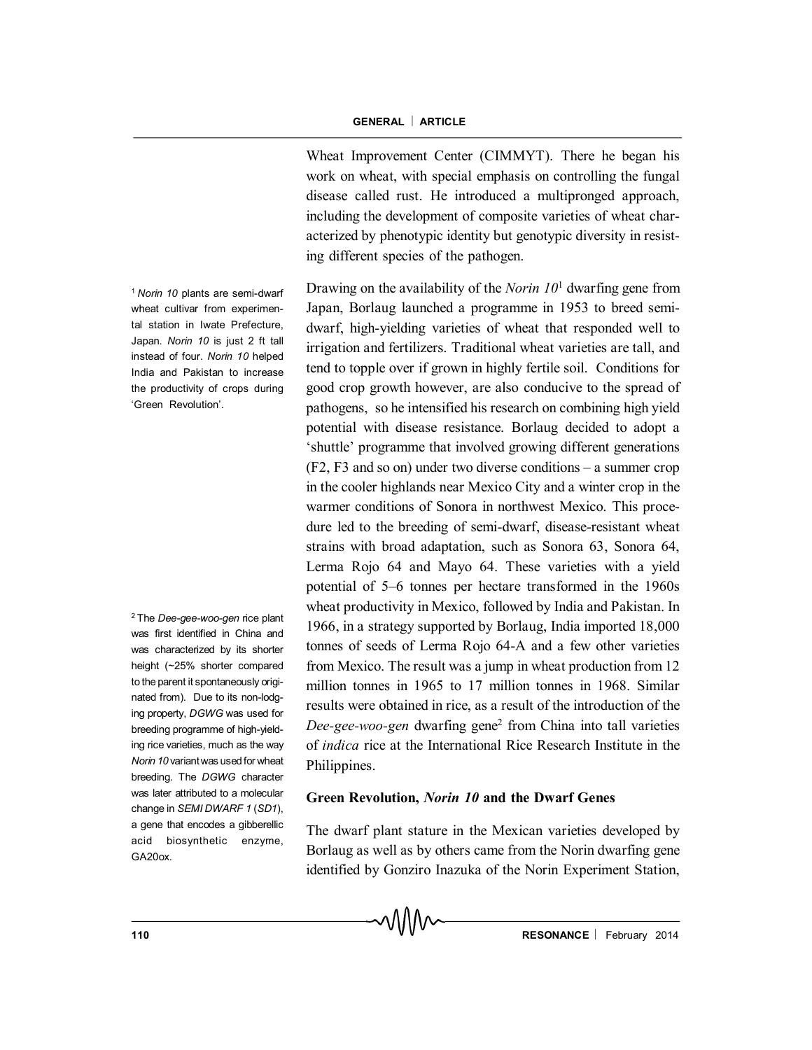Wheat Improvement Center (CIMMYT). There he began his work on wheat, with special emphasis on controlling the fungal disease called rust. He introduced a multipronged approach, including the development of composite varieties of wheat characterized by phenotypic identity but genotypic diversity in resisting different species of the pathogen.

Drawing on the availability of the *Norin 10*[1] dwarfing gene from Japan, Borlaug launched a programme in 1953 to breed semi-dwarf, high-yielding varieties of wheat that responded well to irrigation and fertilizers. Traditional wheat varieties are tall, and tend to topple over if grown in highly fertile soil. Conditions for good crop growth however, are also conducive to the spread of pathogens, so he intensified his research on combining high yield potential with disease resistance. Borlaug decided to adopt a 'shuttle' programme that involved growing different generations (F2, F3 and so on) under two diverse conditions – a summer crop in the cooler highlands near Mexico City and a winter crop in the warmer conditions of Sonora in northwest Mexico. This procedure led to the breeding of semi-dwarf, disease-resistant wheat strains with broad adaptation, such as Sonora 63, Sonora 64, Lerma Rojo 64 and Mayo 64. These varieties with a yield potential of 5–6 tonnes per hectare transformed in the 1960s wheat productivity in Mexico, followed by India and Pakistan. In 1966, in a strategy supported by Borlaug, India imported 18,000 tonnes of seeds of Lerma Rojo 64-A and a few other varieties from Mexico. The result was a jump in wheat production from 12 million tonnes in 1965 to 17 million tonnes in 1968. Similar results were obtained in rice, as a result of the introduction of the *Dee-gee-woo-gen* dwarfing gene[2] from China into tall varieties of *indica* rice at the International Rice Research Institute in the Philippines.

[1] *Norin 10* plants are semi-dwarf wheat cultivar from experimental station in Iwate Prefecture, Japan. *Norin 10* is just 2 ft tall instead of four. *Norin 10* helped India and Pakistan to increase the productivity of crops during 'Green Revolution'.

[2] The *Dee-gee-woo-gen* rice plant was first identified in China and was characterized by its shorter height (~25% shorter compared to the parent it spontaneously originated from). Due to its non-lodging property, *DGWG* was used for breeding programme of high-yielding rice varieties, much as the way *Norin 10* variant was used for wheat breeding. The *DGWG* character was later attributed to a molecular change in *SEMI DWARF 1* (*SD1*), a gene that encodes a gibberellic acid biosynthetic enzyme, GA20ox.

## Green Revolution, *Norin 10* and the Dwarf Genes

The dwarf plant stature in the Mexican varieties developed by Borlaug as well as by others came from the Norin dwarfing gene identified by Gonziro Inazuka of the Norin Experiment Station,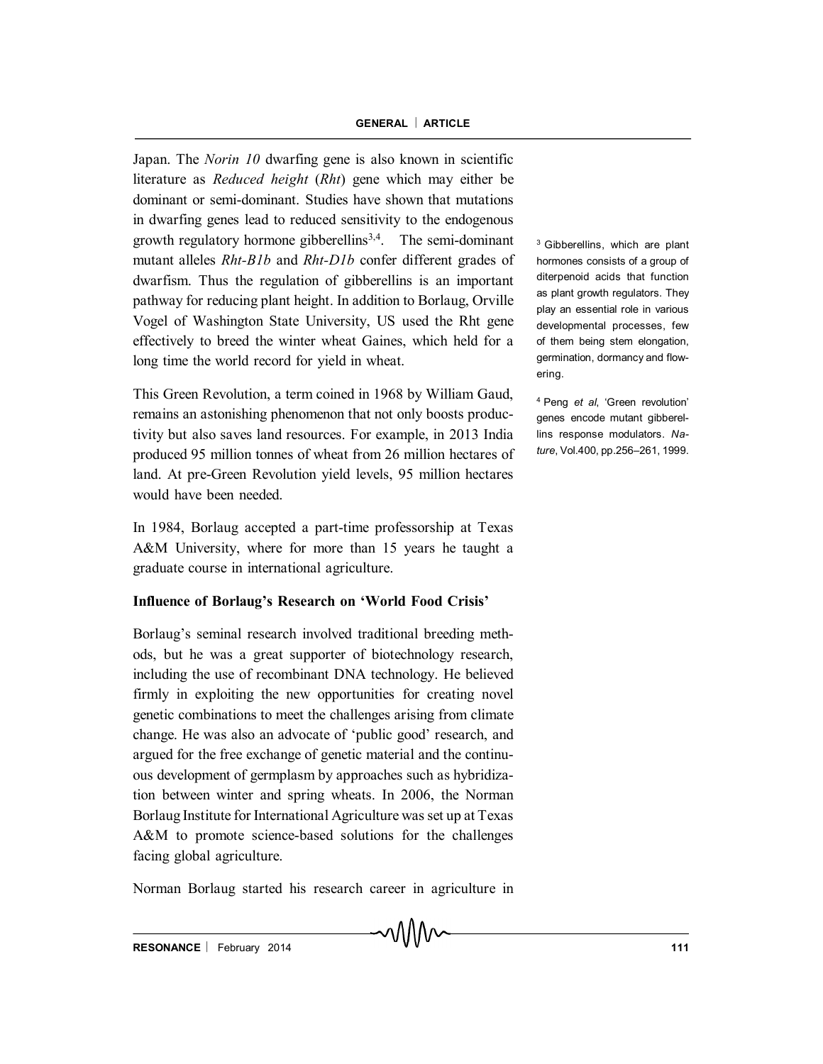Japan. The *Norin 10* dwarfing gene is also known in scientific literature as *Reduced height* (*Rht*) gene which may either be dominant or semi-dominant. Studies have shown that mutations in dwarfing genes lead to reduced sensitivity to the endogenous growth regulatory hormone gibberellins[3,4]. The semi-dominant mutant alleles *Rht-B1b* and *Rht-D1b* confer different grades of dwarfism. Thus the regulation of gibberellins is an important pathway for reducing plant height. In addition to Borlaug, Orville Vogel of Washington State University, US used the Rht gene effectively to breed the winter wheat Gaines, which held for a long time the world record for yield in wheat.

[3] Gibberellins, which are plant hormones consists of a group of diterpenoid acids that function as plant growth regulators. They play an essential role in various developmental processes, few of them being stem elongation, germination, dormancy and flowering.

[4] Peng *et al*, 'Green revolution' genes encode mutant gibberellins response modulators. *Nature*, Vol.400, pp.256–261, 1999.

This Green Revolution, a term coined in 1968 by William Gaud, remains an astonishing phenomenon that not only boosts productivity but also saves land resources. For example, in 2013 India produced 95 million tonnes of wheat from 26 million hectares of land. At pre-Green Revolution yield levels, 95 million hectares would have been needed.

In 1984, Borlaug accepted a part-time professorship at Texas A&M University, where for more than 15 years he taught a graduate course in international agriculture.

**Influence of Borlaug's Research on 'World Food Crisis'**

Borlaug's seminal research involved traditional breeding methods, but he was a great supporter of biotechnology research, including the use of recombinant DNA technology. He believed firmly in exploiting the new opportunities for creating novel genetic combinations to meet the challenges arising from climate change. He was also an advocate of 'public good' research, and argued for the free exchange of genetic material and the continuous development of germplasm by approaches such as hybridization between winter and spring wheats. In 2006, the Norman Borlaug Institute for International Agriculture was set up at Texas A&M to promote science-based solutions for the challenges facing global agriculture.

Norman Borlaug started his research career in agriculture in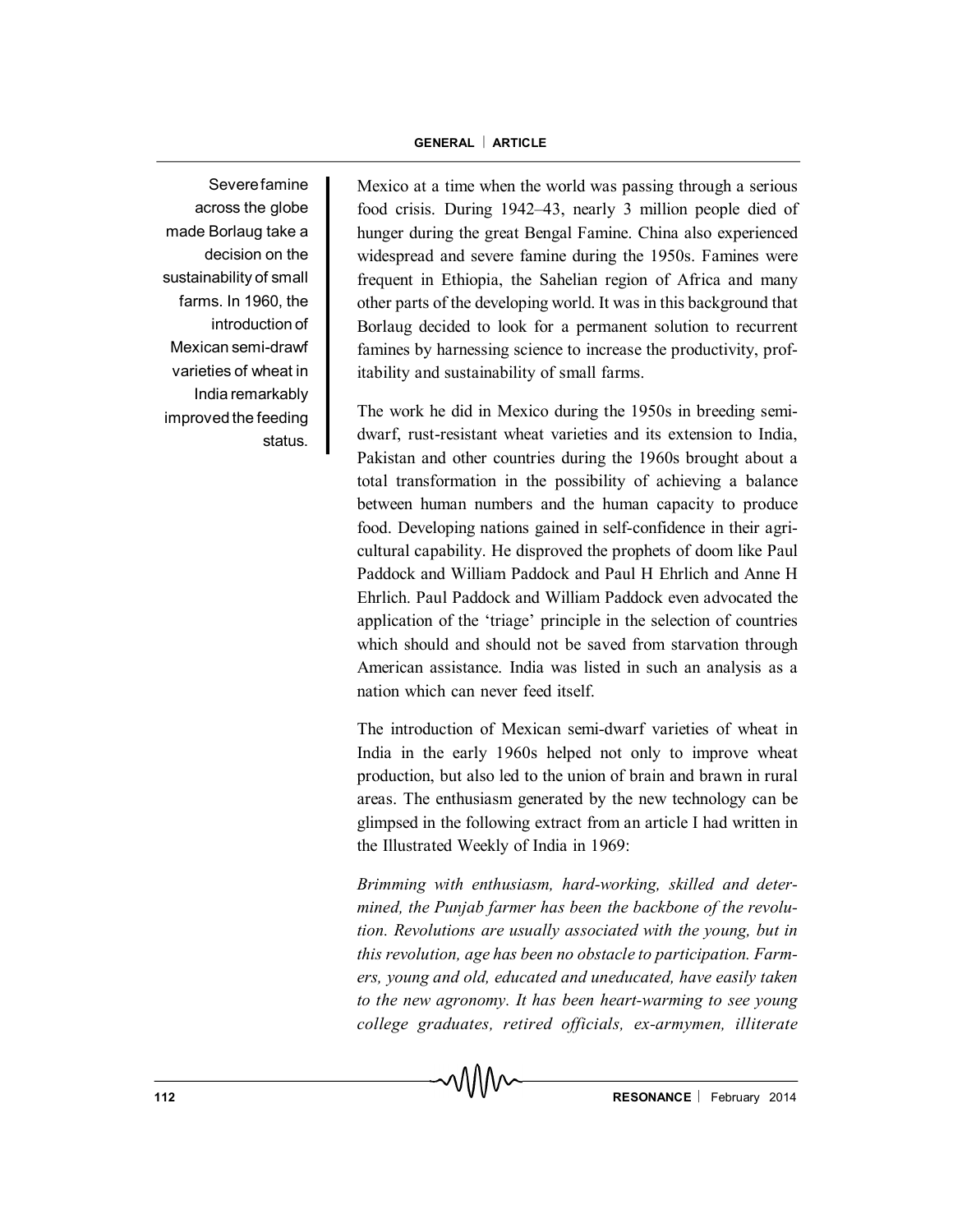Severe famine across the globe made Borlaug take a decision on the sustainability of small farms. In 1960, the introduction of Mexican semi-drawf varieties of wheat in India remarkably improved the feeding status.

Mexico at a time when the world was passing through a serious food crisis. During 1942–43, nearly 3 million people died of hunger during the great Bengal Famine. China also experienced widespread and severe famine during the 1950s. Famines were frequent in Ethiopia, the Sahelian region of Africa and many other parts of the developing world. It was in this background that Borlaug decided to look for a permanent solution to recurrent famines by harnessing science to increase the productivity, profitability and sustainability of small farms.

The work he did in Mexico during the 1950s in breeding semi-dwarf, rust-resistant wheat varieties and its extension to India, Pakistan and other countries during the 1960s brought about a total transformation in the possibility of achieving a balance between human numbers and the human capacity to produce food. Developing nations gained in self-confidence in their agricultural capability. He disproved the prophets of doom like Paul Paddock and William Paddock and Paul H Ehrlich and Anne H Ehrlich. Paul Paddock and William Paddock even advocated the application of the 'triage' principle in the selection of countries which should and should not be saved from starvation through American assistance. India was listed in such an analysis as a nation which can never feed itself.

The introduction of Mexican semi-dwarf varieties of wheat in India in the early 1960s helped not only to improve wheat production, but also led to the union of brain and brawn in rural areas. The enthusiasm generated by the new technology can be glimpsed in the following extract from an article I had written in the Illustrated Weekly of India in 1969:

*Brimming with enthusiasm, hard-working, skilled and determined, the Punjab farmer has been the backbone of the revolution. Revolutions are usually associated with the young, but in this revolution, age has been no obstacle to participation. Farmers, young and old, educated and uneducated, have easily taken to the new agronomy. It has been heart-warming to see young college graduates, retired officials, ex-armymen, illiterate*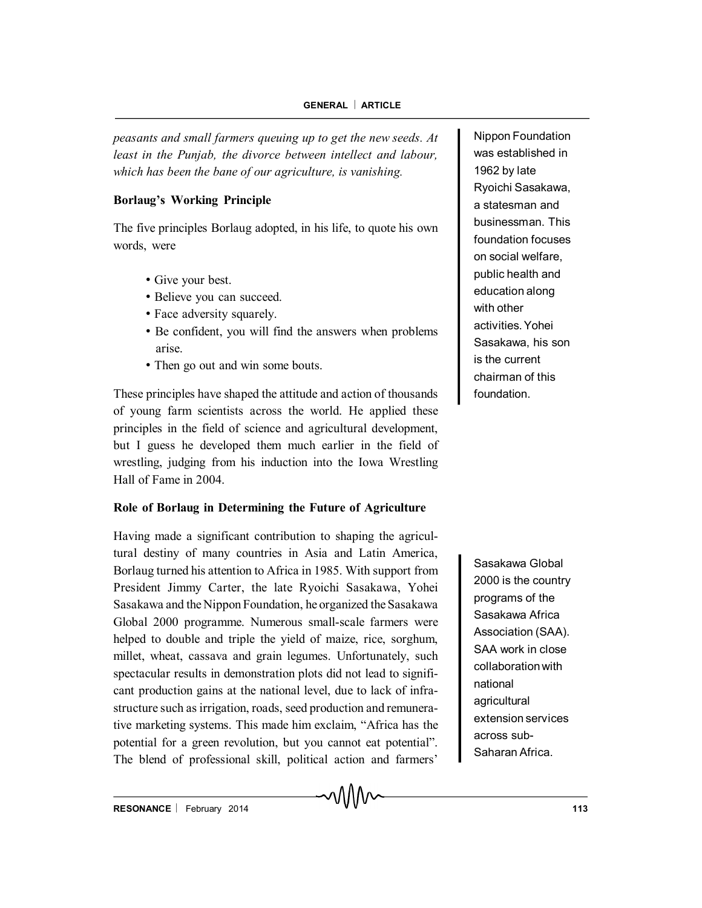*peasants and small farmers queuing up to get the new seeds. At least in the Punjab, the divorce between intellect and labour, which has been the bane of our agriculture, is vanishing.*

**Borlaug's Working Principle**

The five principles Borlaug adopted, in his life, to quote his own words, were

- Give your best.
- Believe you can succeed.
- Face adversity squarely.
- Be confident, you will find the answers when problems arise.
- Then go out and win some bouts.

These principles have shaped the attitude and action of thousands of young farm scientists across the world. He applied these principles in the field of science and agricultural development, but I guess he developed them much earlier in the field of wrestling, judging from his induction into the Iowa Wrestling Hall of Fame in 2004.

Nippon Foundation was established in 1962 by late Ryoichi Sasakawa, a statesman and businessman. This foundation focuses on social welfare, public health and education along with other activities. Yohei Sasakawa, his son is the current chairman of this foundation.

**Role of Borlaug in Determining the Future of Agriculture**

Having made a significant contribution to shaping the agricultural destiny of many countries in Asia and Latin America, Borlaug turned his attention to Africa in 1985. With support from President Jimmy Carter, the late Ryoichi Sasakawa, Yohei Sasakawa and the Nippon Foundation, he organized the Sasakawa Global 2000 programme. Numerous small-scale farmers were helped to double and triple the yield of maize, rice, sorghum, millet, wheat, cassava and grain legumes. Unfortunately, such spectacular results in demonstration plots did not lead to significant production gains at the national level, due to lack of infrastructure such as irrigation, roads, seed production and remunerative marketing systems. This made him exclaim, "Africa has the potential for a green revolution, but you cannot eat potential". The blend of professional skill, political action and farmers'

Sasakawa Global 2000 is the country programs of the Sasakawa Africa Association (SAA). SAA work in close collaboration with national agricultural extension services across sub-Saharan Africa.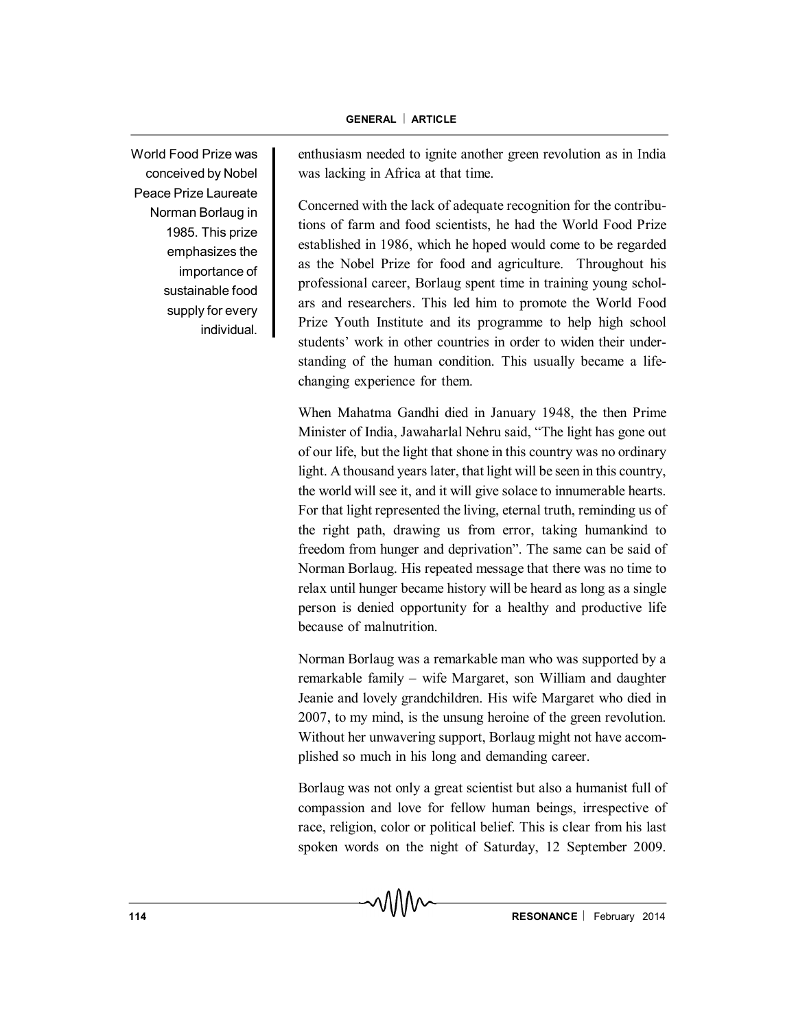enthusiasm needed to ignite another green revolution as in India was lacking in Africa at that time.

World Food Prize was conceived by Nobel Peace Prize Laureate Norman Borlaug in 1985. This prize emphasizes the importance of sustainable food supply for every individual.

Concerned with the lack of adequate recognition for the contributions of farm and food scientists, he had the World Food Prize established in 1986, which he hoped would come to be regarded as the Nobel Prize for food and agriculture. Throughout his professional career, Borlaug spent time in training young scholars and researchers. This led him to promote the World Food Prize Youth Institute and its programme to help high school students' work in other countries in order to widen their understanding of the human condition. This usually became a life-changing experience for them.

When Mahatma Gandhi died in January 1948, the then Prime Minister of India, Jawaharlal Nehru said, "The light has gone out of our life, but the light that shone in this country was no ordinary light. A thousand years later, that light will be seen in this country, the world will see it, and it will give solace to innumerable hearts. For that light represented the living, eternal truth, reminding us of the right path, drawing us from error, taking humankind to freedom from hunger and deprivation". The same can be said of Norman Borlaug. His repeated message that there was no time to relax until hunger became history will be heard as long as a single person is denied opportunity for a healthy and productive life because of malnutrition.

Norman Borlaug was a remarkable man who was supported by a remarkable family – wife Margaret, son William and daughter Jeanie and lovely grandchildren. His wife Margaret who died in 2007, to my mind, is the unsung heroine of the green revolution. Without her unwavering support, Borlaug might not have accomplished so much in his long and demanding career.

Borlaug was not only a great scientist but also a humanist full of compassion and love for fellow human beings, irrespective of race, religion, color or political belief. This is clear from his last spoken words on the night of Saturday, 12 September 2009.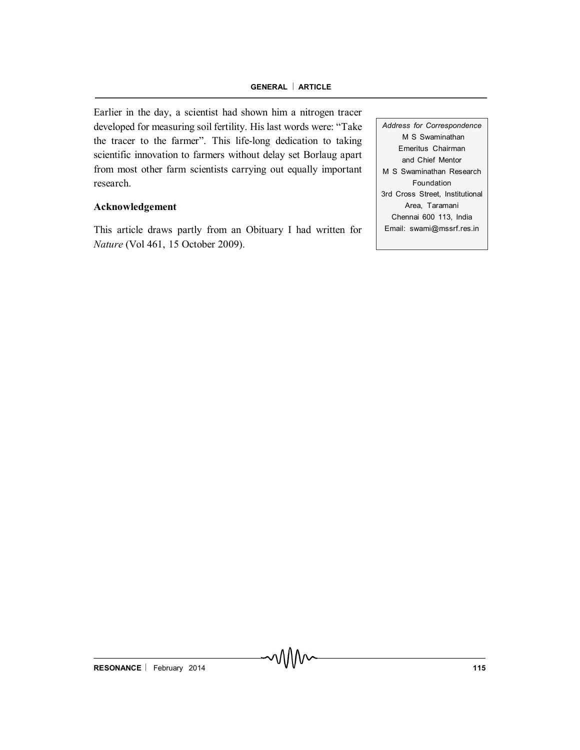Earlier in the day, a scientist had shown him a nitrogen tracer developed for measuring soil fertility. His last words were: "Take the tracer to the farmer". This life-long dedication to taking scientific innovation to farmers without delay set Borlaug apart from most other farm scientists carrying out equally important research.

## Acknowledgement

This article draws partly from an Obituary I had written for *Nature* (Vol 461, 15 October 2009).

*Address for Correspondence*
M S Swaminathan
Emeritus Chairman
and Chief Mentor
M S Swaminathan Research
Foundation
3rd Cross Street, Institutional
Area, Taramani
Chennai 600 113, India
Email: swami@mssrf.res.in